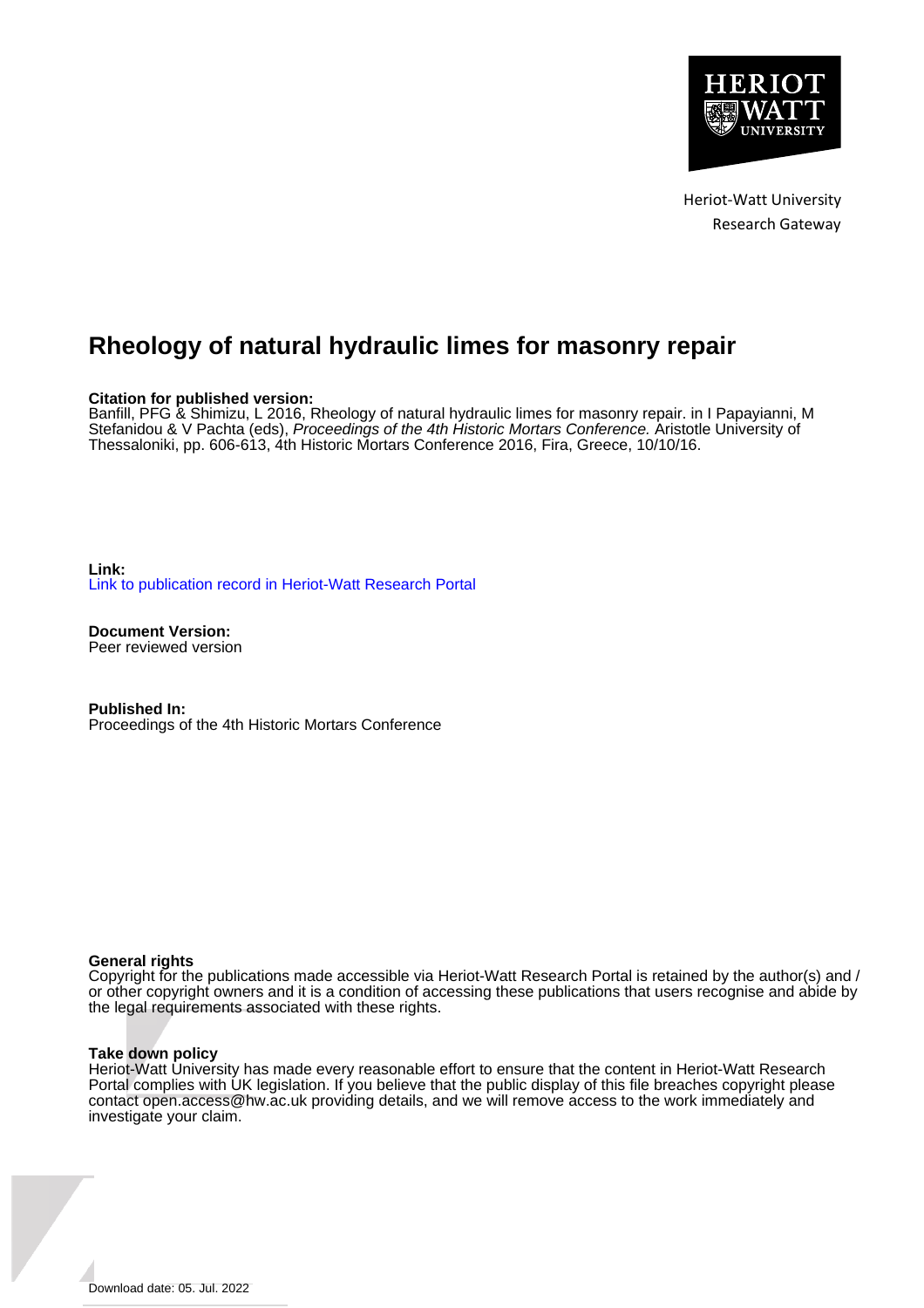Heriot-Watt University
Research Gateway

# Rheology of natural hydraulic limes for masonry repair

**Citation for published version:**
Banfill, PFG & Shimizu, L 2016, Rheology of natural hydraulic limes for masonry repair. in I Papayianni, M Stefanidou & V Pachta (eds), *Proceedings of the 4th Historic Mortars Conference.* Aristotle University of Thessaloniki, pp. 606-613, 4th Historic Mortars Conference 2016, Fira, Greece, 10/10/16.

**Link:**
Link to publication record in Heriot-Watt Research Portal

**Document Version:**
Peer reviewed version

**Published In:**
Proceedings of the 4th Historic Mortars Conference

**General rights**
Copyright for the publications made accessible via Heriot-Watt Research Portal is retained by the author(s) and / or other copyright owners and it is a condition of accessing these publications that users recognise and abide by the legal requirements associated with these rights.

**Take down policy**
Heriot-Watt University has made every reasonable effort to ensure that the content in Heriot-Watt Research Portal complies with UK legislation. If you believe that the public display of this file breaches copyright please contact open.access@hw.ac.uk providing details, and we will remove access to the work immediately and investigate your claim.

Download date: 05. Jul. 2022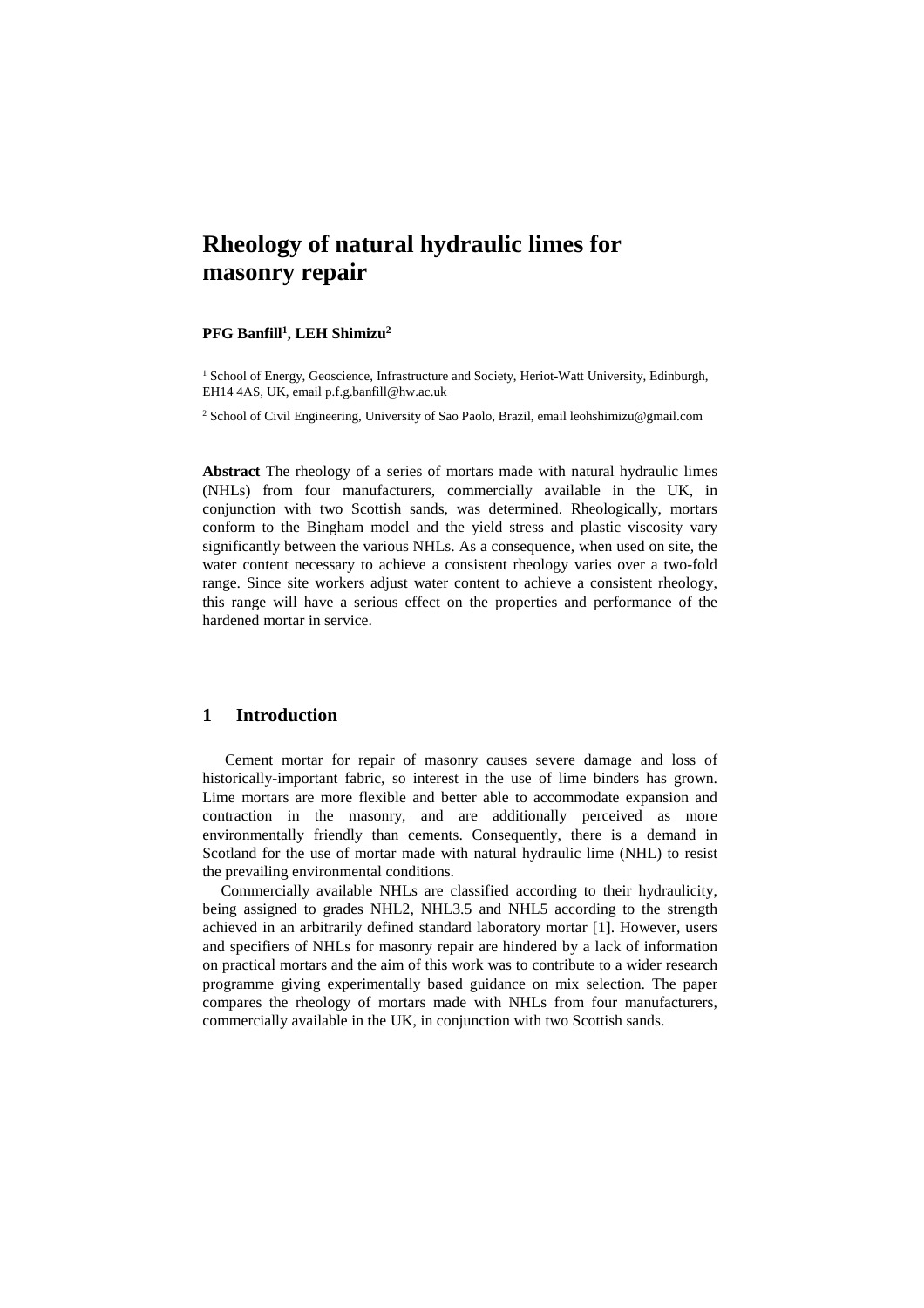# Rheology of natural hydraulic limes for masonry repair

**PFG Banfill[1], LEH Shimizu[2]**

[1] School of Energy, Geoscience, Infrastructure and Society, Heriot-Watt University, Edinburgh, EH14 4AS, UK, email p.f.g.banfill@hw.ac.uk

[2] School of Civil Engineering, University of Sao Paolo, Brazil, email leohshimizu@gmail.com

**Abstract** The rheology of a series of mortars made with natural hydraulic limes (NHLs) from four manufacturers, commercially available in the UK, in conjunction with two Scottish sands, was determined. Rheologically, mortars conform to the Bingham model and the yield stress and plastic viscosity vary significantly between the various NHLs. As a consequence, when used on site, the water content necessary to achieve a consistent rheology varies over a two-fold range. Since site workers adjust water content to achieve a consistent rheology, this range will have a serious effect on the properties and performance of the hardened mortar in service.

## 1 Introduction

Cement mortar for repair of masonry causes severe damage and loss of historically-important fabric, so interest in the use of lime binders has grown. Lime mortars are more flexible and better able to accommodate expansion and contraction in the masonry, and are additionally perceived as more environmentally friendly than cements. Consequently, there is a demand in Scotland for the use of mortar made with natural hydraulic lime (NHL) to resist the prevailing environmental conditions.

Commercially available NHLs are classified according to their hydraulicity, being assigned to grades NHL2, NHL3.5 and NHL5 according to the strength achieved in an arbitrarily defined standard laboratory mortar [1]. However, users and specifiers of NHLs for masonry repair are hindered by a lack of information on practical mortars and the aim of this work was to contribute to a wider research programme giving experimentally based guidance on mix selection. The paper compares the rheology of mortars made with NHLs from four manufacturers, commercially available in the UK, in conjunction with two Scottish sands.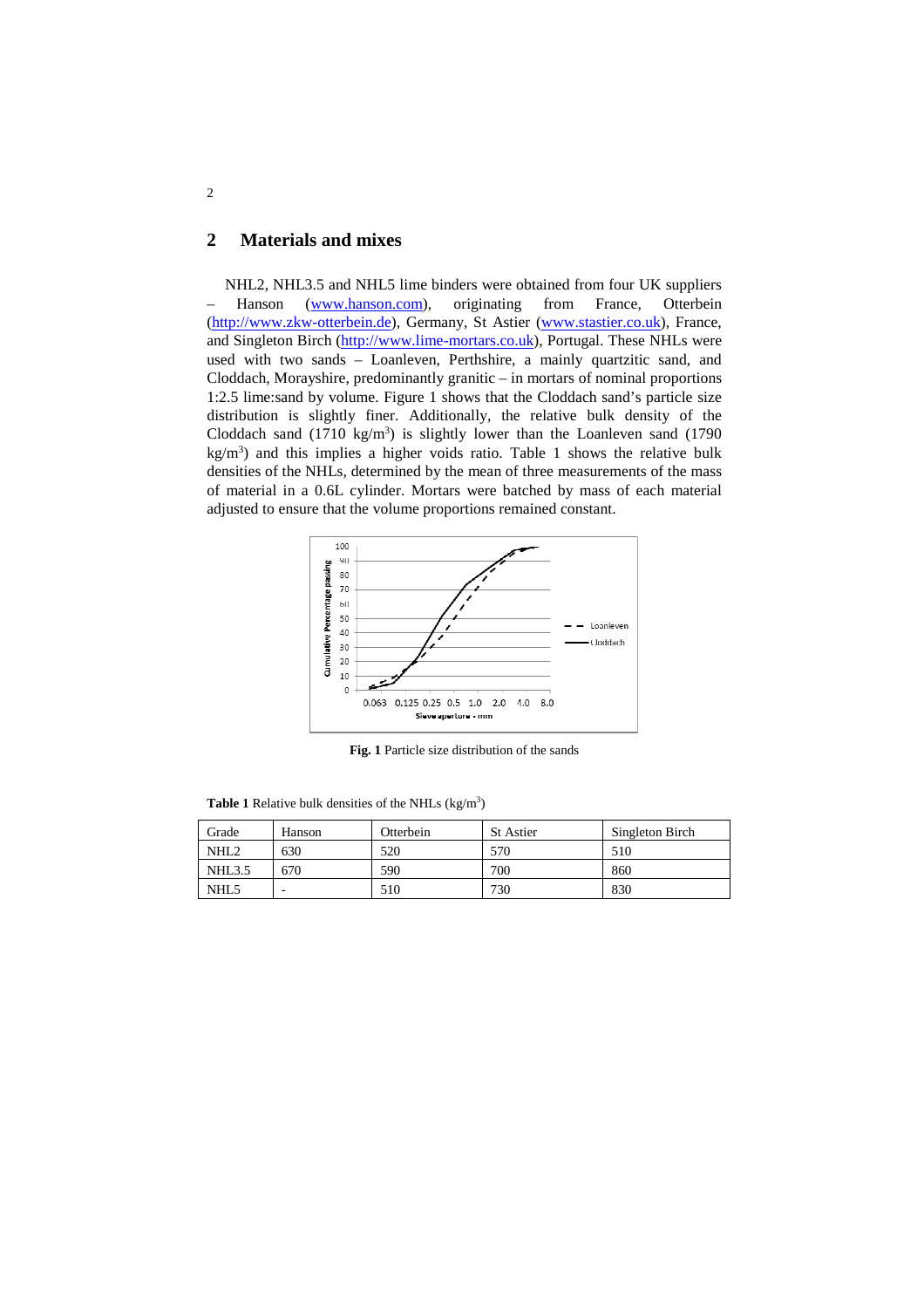## 2 Materials and mixes

NHL2, NHL3.5 and NHL5 lime binders were obtained from four UK suppliers – Hanson (www.hanson.com), originating from France, Otterbein (http://www.zkw-otterbein.de), Germany, St Astier (www.stastier.co.uk), France, and Singleton Birch (http://www.lime-mortars.co.uk), Portugal. These NHLs were used with two sands – Loanleven, Perthshire, a mainly quartzitic sand, and Cloddach, Morayshire, predominantly granitic – in mortars of nominal proportions 1:2.5 lime:sand by volume. Figure 1 shows that the Cloddach sand's particle size distribution is slightly finer. Additionally, the relative bulk density of the Cloddach sand (1710 $kg/m^3$) is slightly lower than the Loanleven sand (1790 $kg/m^3$) and this implies a higher voids ratio. Table 1 shows the relative bulk densities of the NHLs, determined by the mean of three measurements of the mass of material in a 0.6L cylinder. Mortars were batched by mass of each material adjusted to ensure that the volume proportions remained constant.

**Fig. 1** Particle size distribution of the sands

**Table 1** Relative bulk densities of the NHLs ($kg/m^3$)

| Grade | Hanson | Otterbein | St Astier | Singleton Birch |
|---|---|---|---|---|
| NHL2 | 630 | 520 | 570 | 510 |
| NHL3.5 | 670 | 590 | 700 | 860 |
| NHL5 | - | 510 | 730 | 830 |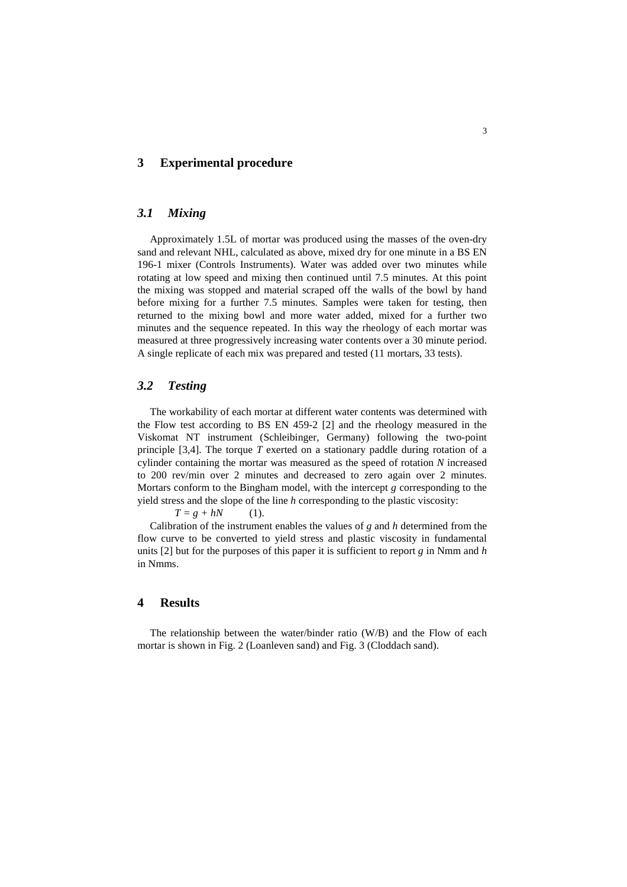# 3 Experimental procedure

## *3.1 Mixing*

Approximately 1.5L of mortar was produced using the masses of the oven-dry sand and relevant NHL, calculated as above, mixed dry for one minute in a BS EN 196-1 mixer (Controls Instruments). Water was added over two minutes while rotating at low speed and mixing then continued until 7.5 minutes. At this point the mixing was stopped and material scraped off the walls of the bowl by hand before mixing for a further 7.5 minutes. Samples were taken for testing, then returned to the mixing bowl and more water added, mixed for a further two minutes and the sequence repeated. In this way the rheology of each mortar was measured at three progressively increasing water contents over a 30 minute period. A single replicate of each mix was prepared and tested (11 mortars, 33 tests).

## *3.2 Testing*

The workability of each mortar at different water contents was determined with the Flow test according to BS EN 459-2 [2] and the rheology measured in the Viskomat NT instrument (Schleibinger, Germany) following the two-point principle [3,4]. The torque $T$ exerted on a stationary paddle during rotation of a cylinder containing the mortar was measured as the speed of rotation $N$ increased to 200 rev/min over 2 minutes and decreased to zero again over 2 minutes. Mortars conform to the Bingham model, with the intercept $g$ corresponding to the yield stress and the slope of the line $h$ corresponding to the plastic viscosity:

$$T = g + hN \qquad (1).$$

Calibration of the instrument enables the values of $g$ and $h$ determined from the flow curve to be converted to yield stress and plastic viscosity in fundamental units [2] but for the purposes of this paper it is sufficient to report $g$ in Nmm and $h$ in Nmms.

# 4 Results

The relationship between the water/binder ratio (W/B) and the Flow of each mortar is shown in Fig. 2 (Loanleven sand) and Fig. 3 (Cloddach sand).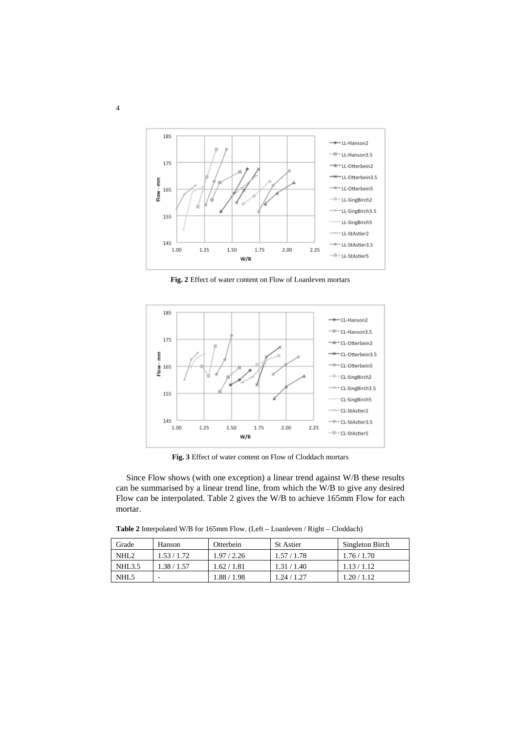**Fig. 2** Effect of water content on Flow of Loanleven mortars

**Fig. 3** Effect of water content on Flow of Cloddach mortars

Since Flow shows (with one exception) a linear trend against W/B these results can be summarised by a linear trend line, from which the W/B to give any desired Flow can be interpolated. Table 2 gives the W/B to achieve 165mm Flow for each mortar.

**Table 2** Interpolated W/B for 165mm Flow. (Left – Loanleven / Right – Cloddach)

| Grade | Hanson | Otterbein | St Astier | Singleton Birch |
|---|---|---|---|---|
| NHL2 | 1.53 / 1.72 | 1.97 / 2.26 | 1.57 / 1.78 | 1.76 / 1.70 |
| NHL3.5 | 1.38 / 1.57 | 1.62 / 1.81 | 1.31 / 1.40 | 1.13 / 1.12 |
| NHL5 | - | 1.88 / 1.98 | 1.24 / 1.27 | 1.20 / 1.12 |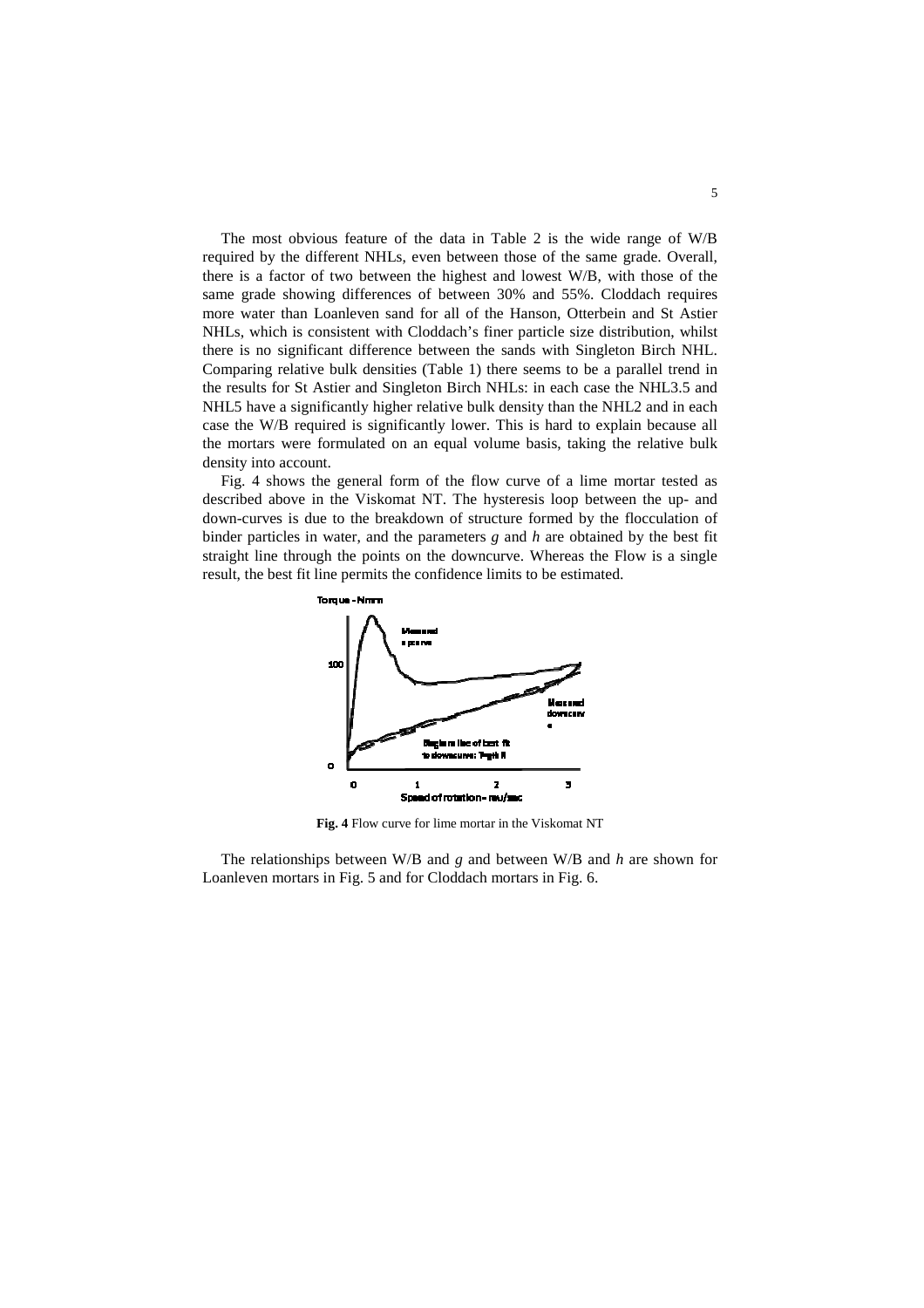The most obvious feature of the data in Table 2 is the wide range of W/B required by the different NHLs, even between those of the same grade. Overall, there is a factor of two between the highest and lowest W/B, with those of the same grade showing differences of between 30% and 55%. Cloddach requires more water than Loanleven sand for all of the Hanson, Otterbein and St Astier NHLs, which is consistent with Cloddach's finer particle size distribution, whilst there is no significant difference between the sands with Singleton Birch NHL. Comparing relative bulk densities (Table 1) there seems to be a parallel trend in the results for St Astier and Singleton Birch NHLs: in each case the NHL3.5 and NHL5 have a significantly higher relative bulk density than the NHL2 and in each case the W/B required is significantly lower. This is hard to explain because all the mortars were formulated on an equal volume basis, taking the relative bulk density into account.

Fig. 4 shows the general form of the flow curve of a lime mortar tested as described above in the Viskomat NT. The hysteresis loop between the up- and down-curves is due to the breakdown of structure formed by the flocculation of binder particles in water, and the parameters $g$ and $h$ are obtained by the best fit straight line through the points on the downcurve. Whereas the Flow is a single result, the best fit line permits the confidence limits to be estimated.

**Fig. 4** Flow curve for lime mortar in the Viskomat NT

The relationships between W/B and $g$ and between W/B and $h$ are shown for Loanleven mortars in Fig. 5 and for Cloddach mortars in Fig. 6.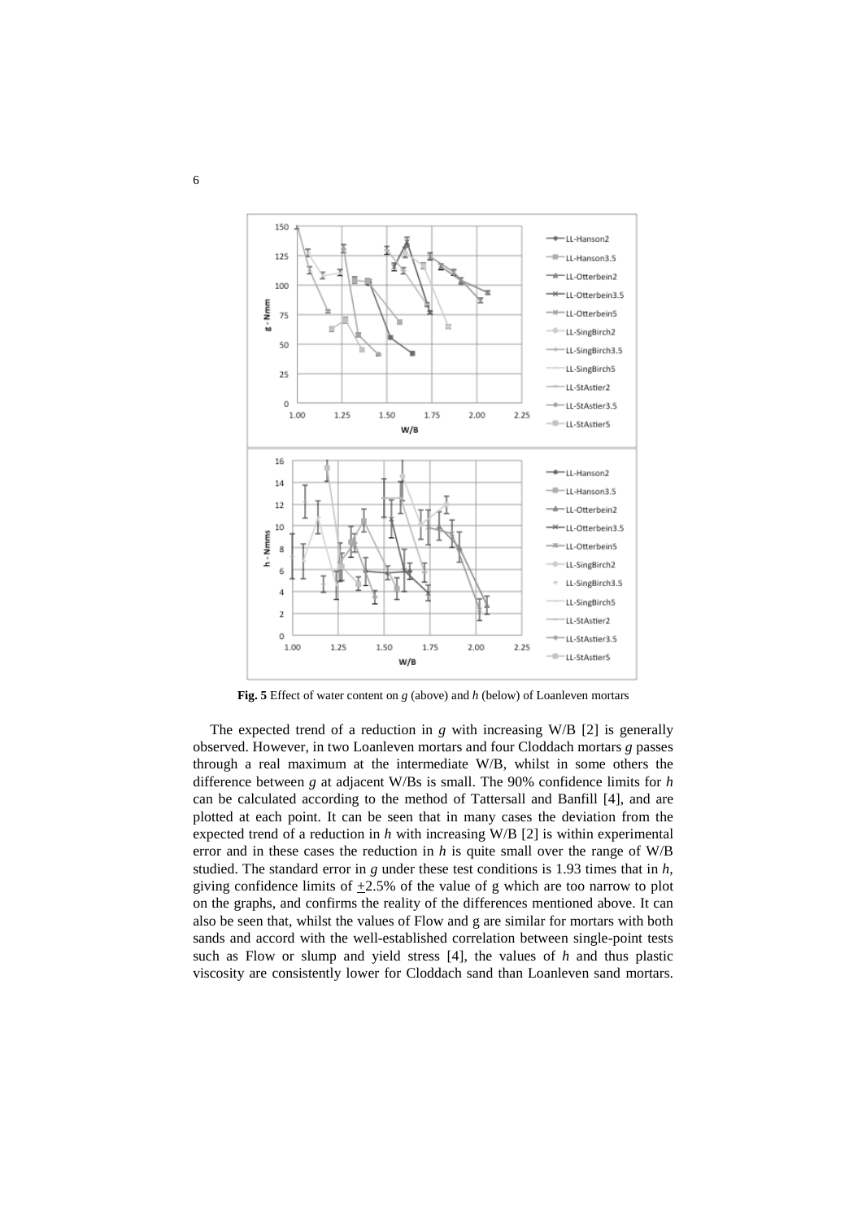**Fig. 5** Effect of water content on *g* (above) and *h* (below) of Loanleven mortars

The expected trend of a reduction in *g* with increasing W/B [2] is generally observed. However, in two Loanleven mortars and four Cloddach mortars *g* passes through a real maximum at the intermediate W/B, whilst in some others the difference between *g* at adjacent W/Bs is small. The 90% confidence limits for *h* can be calculated according to the method of Tattersall and Banfill [4], and are plotted at each point. It can be seen that in many cases the deviation from the expected trend of a reduction in *h* with increasing W/B [2] is within experimental error and in these cases the reduction in *h* is quite small over the range of W/B studied. The standard error in *g* under these test conditions is 1.93 times that in *h*, giving confidence limits of $\pm$2.5% of the value of g which are too narrow to plot on the graphs, and confirms the reality of the differences mentioned above. It can also be seen that, whilst the values of Flow and g are similar for mortars with both sands and accord with the well-established correlation between single-point tests such as Flow or slump and yield stress [4], the values of *h* and thus plastic viscosity are consistently lower for Cloddach sand than Loanleven sand mortars.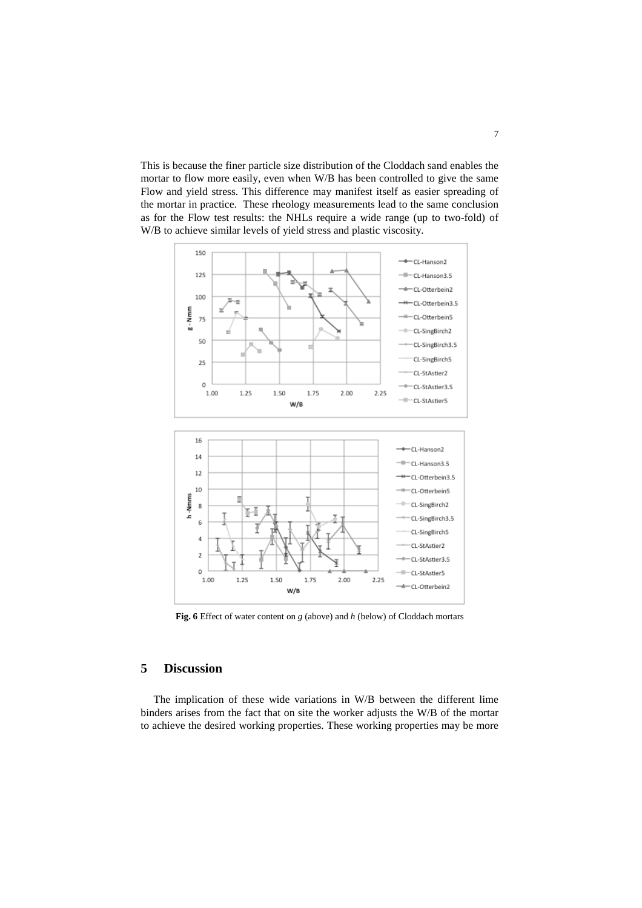This is because the finer particle size distribution of the Cloddach sand enables the mortar to flow more easily, even when W/B has been controlled to give the same Flow and yield stress. This difference may manifest itself as easier spreading of the mortar in practice. These rheology measurements lead to the same conclusion as for the Flow test results: the NHLs require a wide range (up to two-fold) of W/B to achieve similar levels of yield stress and plastic viscosity.

**Fig. 6** Effect of water content on *g* (above) and *h* (below) of Cloddach mortars

## 5 Discussion

The implication of these wide variations in W/B between the different lime binders arises from the fact that on site the worker adjusts the W/B of the mortar to achieve the desired working properties. These working properties may be more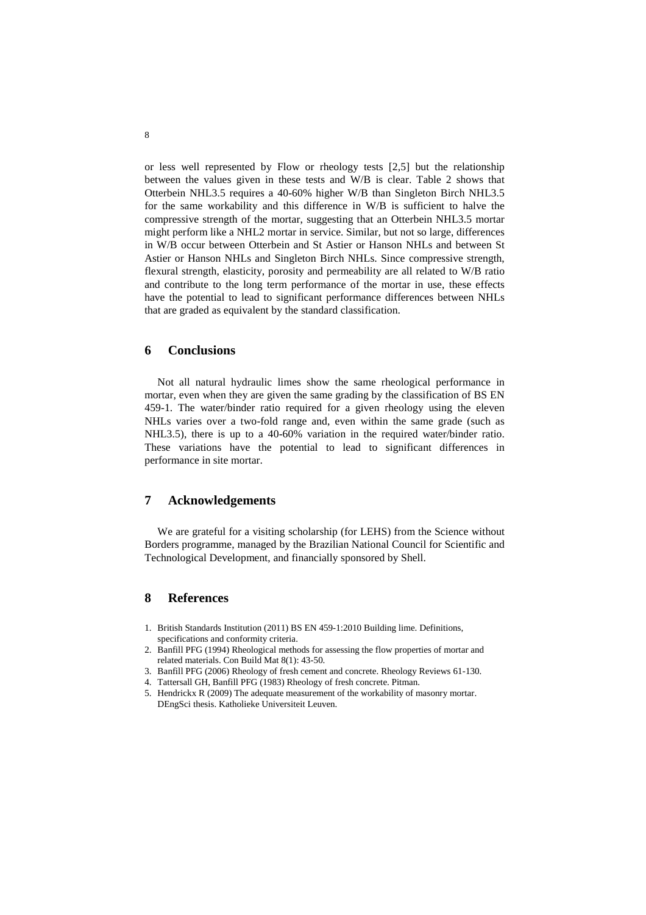or less well represented by Flow or rheology tests [2,5] but the relationship between the values given in these tests and W/B is clear. Table 2 shows that Otterbein NHL3.5 requires a 40-60% higher W/B than Singleton Birch NHL3.5 for the same workability and this difference in W/B is sufficient to halve the compressive strength of the mortar, suggesting that an Otterbein NHL3.5 mortar might perform like a NHL2 mortar in service. Similar, but not so large, differences in W/B occur between Otterbein and St Astier or Hanson NHLs and between St Astier or Hanson NHLs and Singleton Birch NHLs. Since compressive strength, flexural strength, elasticity, porosity and permeability are all related to W/B ratio and contribute to the long term performance of the mortar in use, these effects have the potential to lead to significant performance differences between NHLs that are graded as equivalent by the standard classification.

## 6 Conclusions

Not all natural hydraulic limes show the same rheological performance in mortar, even when they are given the same grading by the classification of BS EN 459-1. The water/binder ratio required for a given rheology using the eleven NHLs varies over a two-fold range and, even within the same grade (such as NHL3.5), there is up to a 40-60% variation in the required water/binder ratio. These variations have the potential to lead to significant differences in performance in site mortar.

## 7 Acknowledgements

We are grateful for a visiting scholarship (for LEHS) from the Science without Borders programme, managed by the Brazilian National Council for Scientific and Technological Development, and financially sponsored by Shell.

## 8 References

1. British Standards Institution (2011) BS EN 459-1:2010 Building lime. Definitions, specifications and conformity criteria.
2. Banfill PFG (1994) Rheological methods for assessing the flow properties of mortar and related materials. Con Build Mat 8(1): 43-50.
3. Banfill PFG (2006) Rheology of fresh cement and concrete. Rheology Reviews 61-130.
4. Tattersall GH, Banfill PFG (1983) Rheology of fresh concrete. Pitman.
5. Hendrickx R (2009) The adequate measurement of the workability of masonry mortar. DEngSci thesis. Katholieke Universiteit Leuven.